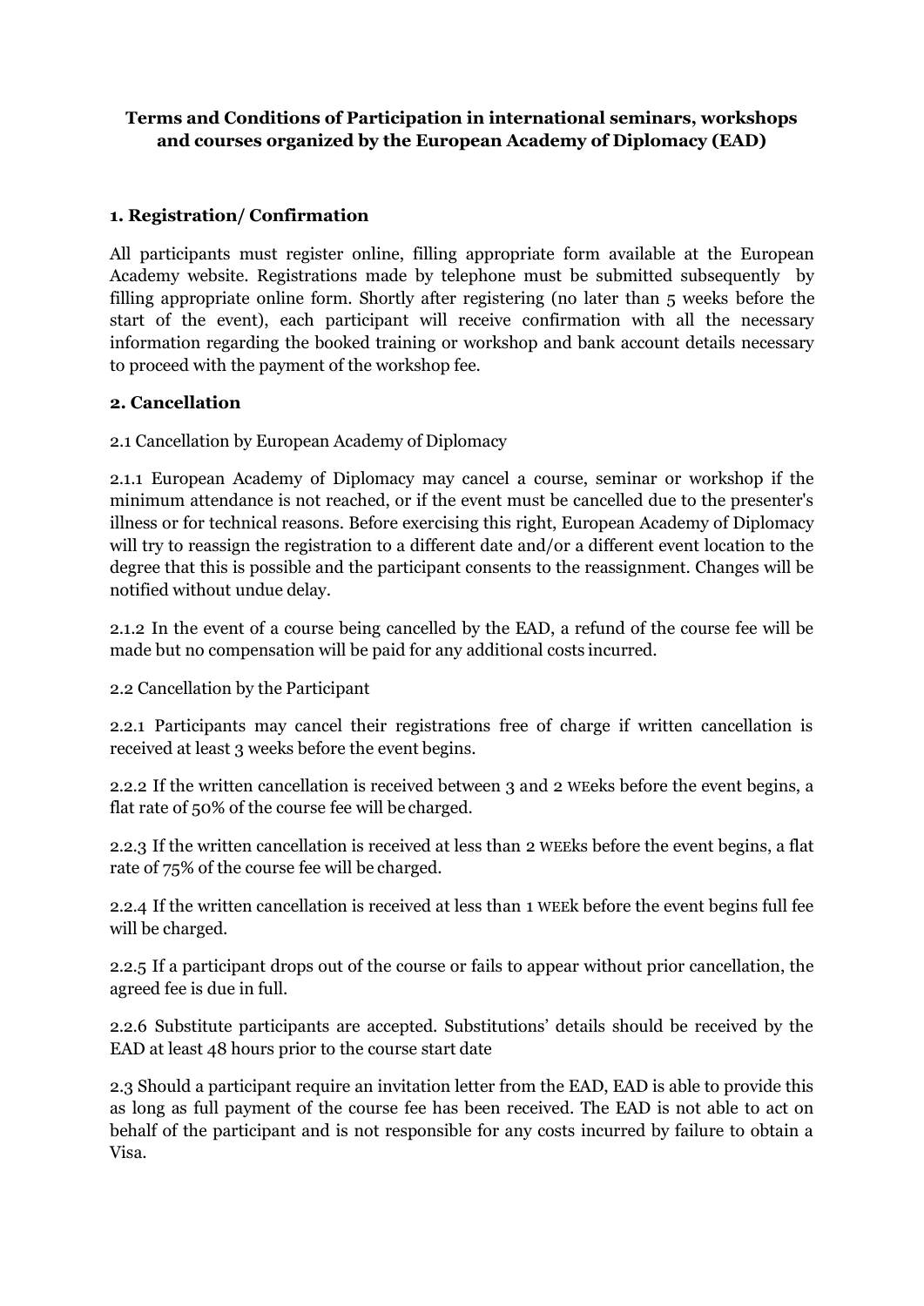**Terms and Conditions of Participation in international seminars, workshops and courses organized by the European Academy of Diplomacy (EAD)**

## 1. Registration/ Confirmation

All participants must register online, filling appropriate form available at the European Academy website. Registrations made by telephone must be submitted subsequently by filling appropriate online form. Shortly after registering (no later than 5 weeks before the start of the event), each participant will receive confirmation with all the necessary information regarding the booked training or workshop and bank account details necessary to proceed with the payment of the workshop fee.

## 2. Cancellation

2.1 Cancellation by European Academy of Diplomacy

2.1.1 European Academy of Diplomacy may cancel a course, seminar or workshop if the minimum attendance is not reached, or if the event must be cancelled due to the presenter's illness or for technical reasons. Before exercising this right, European Academy of Diplomacy will try to reassign the registration to a different date and/or a different event location to the degree that this is possible and the participant consents to the reassignment. Changes will be notified without undue delay.

2.1.2 In the event of a course being cancelled by the EAD, a refund of the course fee will be made but no compensation will be paid for any additional costs incurred.

2.2 Cancellation by the Participant

2.2.1 Participants may cancel their registrations free of charge if written cancellation is received at least 3 weeks before the event begins.

2.2.2 If the written cancellation is received between 3 and 2 WEeks before the event begins, a flat rate of 50% of the course fee will be charged.

2.2.3 If the written cancellation is received at less than 2 WEEks before the event begins, a flat rate of 75% of the course fee will be charged.

2.2.4 If the written cancellation is received at less than 1 WEEk before the event begins full fee will be charged.

2.2.5 If a participant drops out of the course or fails to appear without prior cancellation, the agreed fee is due in full.

2.2.6 Substitute participants are accepted. Substitutions' details should be received by the EAD at least 48 hours prior to the course start date

2.3 Should a participant require an invitation letter from the EAD, EAD is able to provide this as long as full payment of the course fee has been received. The EAD is not able to act on behalf of the participant and is not responsible for any costs incurred by failure to obtain a Visa.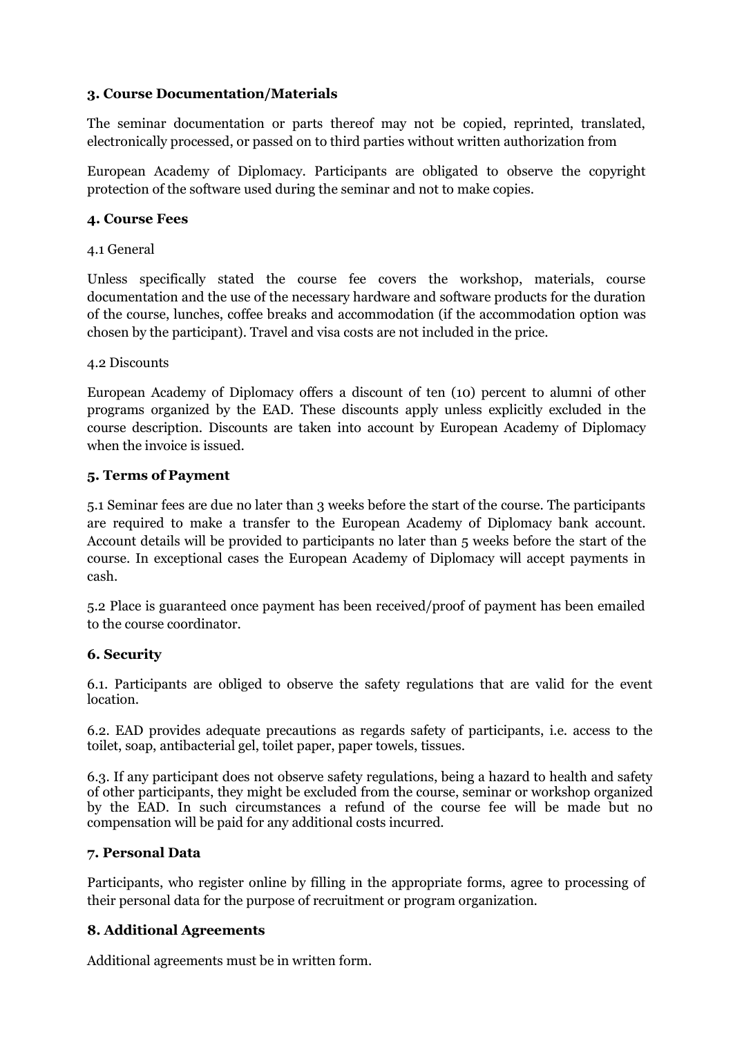### 3. Course Documentation/Materials

The seminar documentation or parts thereof may not be copied, reprinted, translated, electronically processed, or passed on to third parties without written authorization from

European Academy of Diplomacy. Participants are obligated to observe the copyright protection of the software used during the seminar and not to make copies.

### 4. Course Fees

4.1 General

Unless specifically stated the course fee covers the workshop, materials, course documentation and the use of the necessary hardware and software products for the duration of the course, lunches, coffee breaks and accommodation (if the accommodation option was chosen by the participant). Travel and visa costs are not included in the price.

4.2 Discounts

European Academy of Diplomacy offers a discount of ten (10) percent to alumni of other programs organized by the EAD. These discounts apply unless explicitly excluded in the course description. Discounts are taken into account by European Academy of Diplomacy when the invoice is issued.

### 5. Terms of Payment

5.1 Seminar fees are due no later than 3 weeks before the start of the course. The participants are required to make a transfer to the European Academy of Diplomacy bank account. Account details will be provided to participants no later than 5 weeks before the start of the course. In exceptional cases the European Academy of Diplomacy will accept payments in cash.

5.2 Place is guaranteed once payment has been received/proof of payment has been emailed to the course coordinator.

### 6. Security

6.1. Participants are obliged to observe the safety regulations that are valid for the event location.

6.2. EAD provides adequate precautions as regards safety of participants, i.e. access to the toilet, soap, antibacterial gel, toilet paper, paper towels, tissues.

6.3. If any participant does not observe safety regulations, being a hazard to health and safety of other participants, they might be excluded from the course, seminar or workshop organized by the EAD. In such circumstances a refund of the course fee will be made but no compensation will be paid for any additional costs incurred.

### 7. Personal Data

Participants, who register online by filling in the appropriate forms, agree to processing of their personal data for the purpose of recruitment or program organization.

### 8. Additional Agreements

Additional agreements must be in written form.